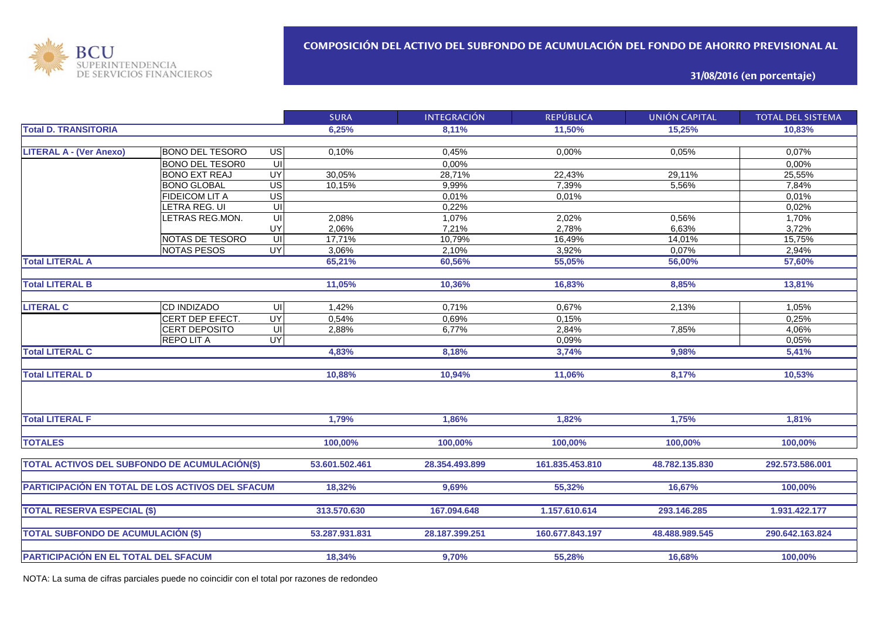BCU SUPERINTENDENCIA DE SERVICIOS FINANCIEROS

## COMPOSICIÓN DEL ACTIVO DEL SUBFONDO DE ACUMULACIÓN DEL FONDO DE AHORRO PREVISIONAL AL

**31/08/2016 (en porcentaje)**

| | | | SURA | INTEGRACIÓN | REPÚBLICA | UNIÓN CAPITAL | TOTAL DEL SISTEMA |
|---|---|---|---|---|---|---|---|
| **Total D. TRANSITORIA** | | | **6,25%** | **8,11%** | **11,50%** | **15,25%** | **10,83%** |
| **LITERAL A - (Ver Anexo)** | BONO DEL TESORO | US | 0,10% | 0,45% | 0,00% | 0,05% | 0,07% |
| | BONO DEL TESOR0 | UI | | 0,00% | | | 0,00% |
| | BONO EXT REAJ | UY | 30,05% | 28,71% | 22,43% | 29,11% | 25,55% |
| | BONO GLOBAL | US | 10,15% | 9,99% | 7,39% | 5,56% | 7,84% |
| | FIDEICOM LIT A | US | | 0,01% | 0,01% | | 0,01% |
| | LETRA REG. UI | UI | | 0,22% | | | 0,02% |
| | LETRAS REG.MON. | UI | 2,08% | 1,07% | 2,02% | 0,56% | 1,70% |
| | | UY | 2,06% | 7,21% | 2,78% | 6,63% | 3,72% |
| | NOTAS DE TESORO | UI | 17,71% | 10,79% | 16,49% | 14,01% | 15,75% |
| | NOTAS PESOS | UY | 3,06% | 2,10% | 3,92% | 0,07% | 2,94% |
| **Total LITERAL A** | | | **65,21%** | **60,56%** | **55,05%** | **56,00%** | **57,60%** |
| **Total LITERAL B** | | | **11,05%** | **10,36%** | **16,83%** | **8,85%** | **13,81%** |
| **LITERAL C** | CD INDIZADO | UI | 1,42% | 0,71% | 0,67% | 2,13% | 1,05% |
| | CERT DEP EFECT. | UY | 0,54% | 0,69% | 0,15% | | 0,25% |
| | CERT DEPOSITO | UI | 2,88% | 6,77% | 2,84% | 7,85% | 4,06% |
| | REPO LIT A | UY | | | 0,09% | | 0,05% |
| **Total LITERAL C** | | | **4,83%** | **8,18%** | **3,74%** | **9,98%** | **5,41%** |
| **Total LITERAL D** | | | **10,88%** | **10,94%** | **11,06%** | **8,17%** | **10,53%** |
| **Total LITERAL F** | | | **1,79%** | **1,86%** | **1,82%** | **1,75%** | **1,81%** |
| **TOTALES** | | | **100,00%** | **100,00%** | **100,00%** | **100,00%** | **100,00%** |
| **TOTAL ACTIVOS DEL SUBFONDO DE ACUMULACIÓN($)** | | | **53.601.502.461** | **28.354.493.899** | **161.835.453.810** | **48.782.135.830** | **292.573.586.001** |
| **PARTICIPACIÓN EN TOTAL DE LOS ACTIVOS DEL SFACUM** | | | **18,32%** | **9,69%** | **55,32%** | **16,67%** | **100,00%** |
| **TOTAL RESERVA ESPECIAL ($)** | | | **313.570.630** | **167.094.648** | **1.157.610.614** | **293.146.285** | **1.931.422.177** |
| **TOTAL SUBFONDO DE ACUMULACIÓN ($)** | | | **53.287.931.831** | **28.187.399.251** | **160.677.843.197** | **48.488.989.545** | **290.642.163.824** |
| **PARTICIPACIÓN EN EL TOTAL DEL SFACUM** | | | **18,34%** | **9,70%** | **55,28%** | **16,68%** | **100,00%** |

NOTA: La suma de cifras parciales puede no coincidir con el total por razones de redondeo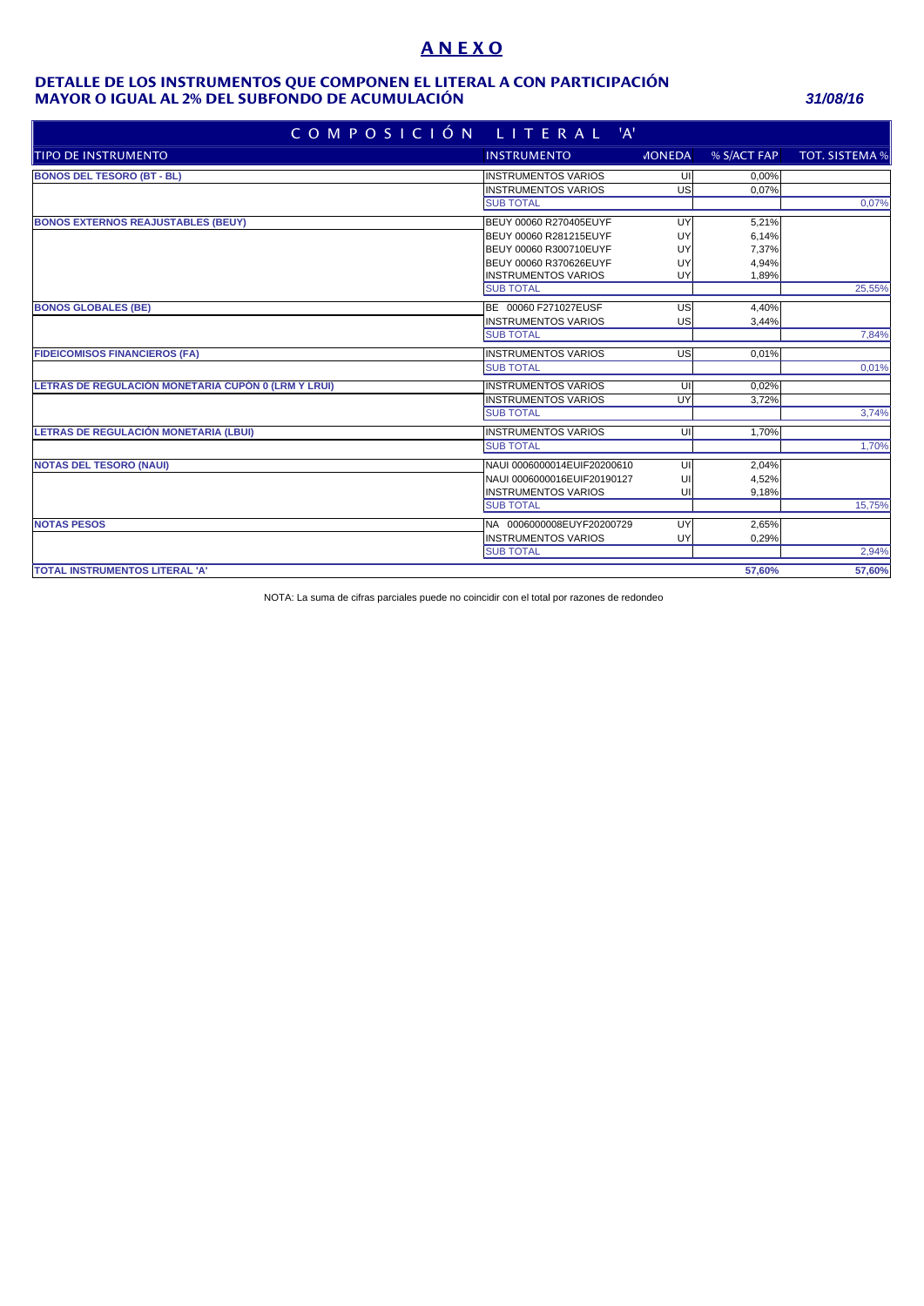# ANEXO

## DETALLE DE LOS INSTRUMENTOS QUE COMPONEN EL LITERAL A CON PARTICIPACIÓN MAYOR O IGUAL AL 2% DEL SUBFONDO DE ACUMULACIÓN

*31/08/16*

| COMPOSICIÓN LITERAL 'A' | | | | |
|---|---|---|---|---|
| **TIPO DE INSTRUMENTO** | **INSTRUMENTO** | **MONEDA** | **% S/ACT FAP** | **TOT. SISTEMA %** |
| **BONOS DEL TESORO (BT - BL)** | INSTRUMENTOS VARIOS | UI | 0,00% | |
| | INSTRUMENTOS VARIOS | US | 0,07% | |
| | SUB TOTAL | | | 0,07% |
| **BONOS EXTERNOS REAJUSTABLES (BEUY)** | BEUY 00060 R270405EUYF | UY | 5,21% | |
| | BEUY 00060 R281215EUYF | UY | 6,14% | |
| | BEUY 00060 R300710EUYF | UY | 7,37% | |
| | BEUY 00060 R370626EUYF | UY | 4,94% | |
| | INSTRUMENTOS VARIOS | UY | 1,89% | |
| | SUB TOTAL | | | 25,55% |
| **BONOS GLOBALES (BE)** | BE 00060 F271027EUSF | US | 4,40% | |
| | INSTRUMENTOS VARIOS | US | 3,44% | |
| | SUB TOTAL | | | 7,84% |
| **FIDEICOMISOS FINANCIEROS (FA)** | INSTRUMENTOS VARIOS | US | 0,01% | |
| | SUB TOTAL | | | 0,01% |
| **LETRAS DE REGULACION MONETARIA CUPON 0 (LRM Y LRUI)** | INSTRUMENTOS VARIOS | UI | 0,02% | |
| | INSTRUMENTOS VARIOS | UY | 3,72% | |
| | SUB TOTAL | | | 3,74% |
| **LETRAS DE REGULACIÓN MONETARIA (LBUI)** | INSTRUMENTOS VARIOS | UI | 1,70% | |
| | SUB TOTAL | | | 1,70% |
| **NOTAS DEL TESORO (NAUI)** | NAUI 0006000014EUIF20200610 | UI | 2,04% | |
| | NAUI 0006000016EUIF20190127 | UI | 4,52% | |
| | INSTRUMENTOS VARIOS | UI | 9,18% | |
| | SUB TOTAL | | | 15,75% |
| **NOTAS PESOS** | NA 0006000008EUYF20200729 | UY | 2,65% | |
| | INSTRUMENTOS VARIOS | UY | 0,29% | |
| | SUB TOTAL | | | 2,94% |
| **TOTAL INSTRUMENTOS LITERAL 'A'** | | | **57,60%** | **57,60%** |

NOTA: La suma de cifras parciales puede no coincidir con el total por razones de redondeo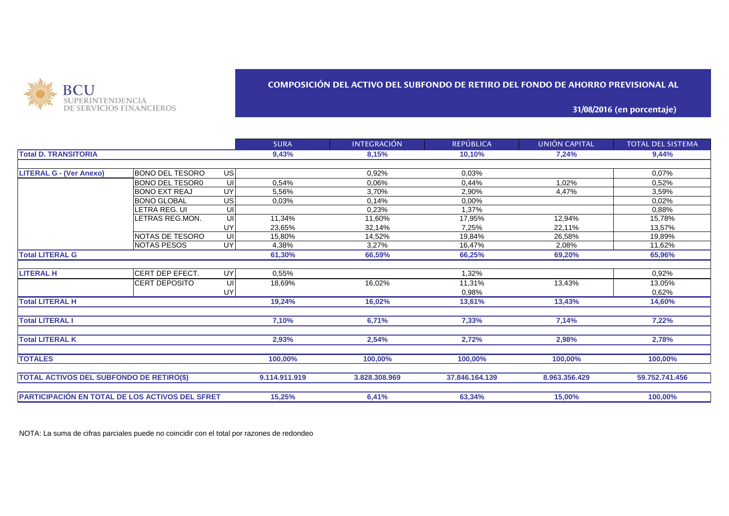BCU SUPERINTENDENCIA DE SERVICIOS FINANCIEROS

## COMPOSICIÓN DEL ACTIVO DEL SUBFONDO DE RETIRO DEL FONDO DE AHORRO PREVISIONAL AL

### 31/08/2016 (en porcentaje)

| | | | SURA | INTEGRACIÓN | REPÚBLICA | UNIÓN CAPITAL | TOTAL DEL SISTEMA |
|---|---|---|---|---|---|---|---|
| **Total D. TRANSITORIA** | | | **9,43%** | **8,15%** | **10,10%** | **7,24%** | **9,44%** |
| **LITERAL G - (Ver Anexo)** | BONO DEL TESORO | US | | 0,92% | 0,03% | | 0,07% |
| | BONO DEL TESOR0 | UI | 0,54% | 0,06% | 0,44% | 1,02% | 0,52% |
| | BONO EXT REAJ | UY | 5,56% | 3,70% | 2,90% | 4,47% | 3,59% |
| | BONO GLOBAL | US | 0,03% | 0,14% | 0,00% | | 0,02% |
| | LETRA REG. UI | UI | | 0,23% | 1,37% | | 0,88% |
| | LETRAS REG.MON. | UI | 11,34% | 11,60% | 17,95% | 12,94% | 15,78% |
| | | UY | 23,65% | 32,14% | 7,25% | 22,11% | 13,57% |
| | NOTAS DE TESORO | UI | 15,80% | 14,52% | 19,84% | 26,58% | 19,89% |
| | NOTAS PESOS | UY | 4,38% | 3,27% | 16,47% | 2,08% | 11,62% |
| **Total LITERAL G** | | | **61,30%** | **66,59%** | **66,25%** | **69,20%** | **65,96%** |
| **LITERAL H** | CERT DEP EFECT. | UY | 0,55% | | 1,32% | | 0,92% |
| | CERT DEPOSITO | UI | 18,69% | 16,02% | 11,31% | 13,43% | 13,05% |
| | | UY | | | 0,98% | | 0,62% |
| **Total LITERAL H** | | | **19,24%** | **16,02%** | **13,61%** | **13,43%** | **14,60%** |
| **Total LITERAL I** | | | **7,10%** | **6,71%** | **7,33%** | **7,14%** | **7,22%** |
| **Total LITERAL K** | | | **2,93%** | **2,54%** | **2,72%** | **2,98%** | **2,78%** |
| **TOTALES** | | | **100,00%** | **100,00%** | **100,00%** | **100,00%** | **100,00%** |
| **TOTAL ACTIVOS DEL SUBFONDO DE RETIRO($)** | | | **9.114.911.919** | **3.828.308.969** | **37.846.164.139** | **8.963.356.429** | **59.752.741.456** |
| **PARTICIPACIÓN EN TOTAL DE LOS ACTIVOS DEL SFRET** | | | **15,25%** | **6,41%** | **63,34%** | **15,00%** | **100,00%** |

NOTA: La suma de cifras parciales puede no coincidir con el total por razones de redondeo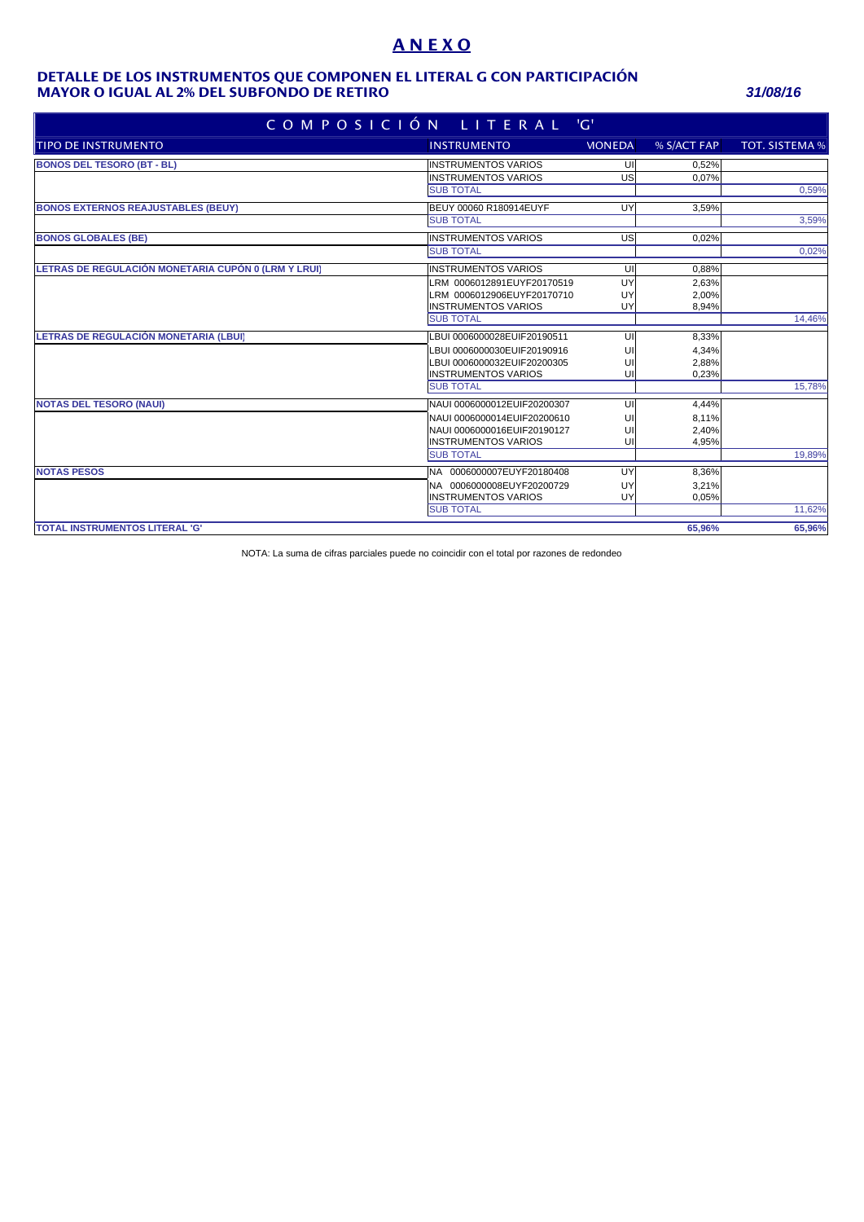# A N E X O

## DETALLE DE LOS INSTRUMENTOS QUE COMPONEN EL LITERAL G CON PARTICIPACIÓN MAYOR O IGUAL AL 2% DEL SUBFONDO DE RETIRO

*31/08/16*

| COMPOSICIÓN LITERAL 'G' | | | | |
|---|---|---|---|---|
| TIPO DE INSTRUMENTO | INSTRUMENTO | MONEDA | % S/ACT FAP | TOT. SISTEMA % |
| **BONOS DEL TESORO (BT - BL)** | INSTRUMENTOS VARIOS | UI | 0,52% | |
| | INSTRUMENTOS VARIOS | US | 0,07% | |
| | SUB TOTAL | | | 0,59% |
| **BONOS EXTERNOS REAJUSTABLES (BEUY)** | BEUY 00060 R180914EUYF | UY | 3,59% | |
| | SUB TOTAL | | | 3,59% |
| **BONOS GLOBALES (BE)** | INSTRUMENTOS VARIOS | US | 0,02% | |
| | SUB TOTAL | | | 0,02% |
| **LETRAS DE REGULACIÓN MONETARIA CUPÓN 0 (LRM Y LRUI)** | INSTRUMENTOS VARIOS | UI | 0,88% | |
| | LRM 0006012891EUYF20170519 | UY | 2,63% | |
| | LRM 0006012906EUYF20170710 | UY | 2,00% | |
| | INSTRUMENTOS VARIOS | UY | 8,94% | |
| | SUB TOTAL | | | 14,46% |
| **LETRAS DE REGULACIÓN MONETARIA (LBUI)** | LBUI 0006000028EUIF20190511 | UI | 8,33% | |
| | LBUI 0006000030EUIF20190916 | UI | 4,34% | |
| | LBUI 0006000032EUIF20200305 | UI | 2,88% | |
| | INSTRUMENTOS VARIOS | UI | 0,23% | |
| | SUB TOTAL | | | 15,78% |
| **NOTAS DEL TESORO (NAUI)** | NAUI 0006000012EUIF20200307 | UI | 4,44% | |
| | NAUI 0006000014EUIF20200610 | UI | 8,11% | |
| | NAUI 0006000016EUIF20190127 | UI | 2,40% | |
| | INSTRUMENTOS VARIOS | UI | 4,95% | |
| | SUB TOTAL | | | 19,89% |
| **NOTAS PESOS** | NA 0006000007EUYF20180408 | UY | 8,36% | |
| | NA 0006000008EUYF20200729 | UY | 3,21% | |
| | INSTRUMENTOS VARIOS | UY | 0,05% | |
| | SUB TOTAL | | | 11,62% |
| **TOTAL INSTRUMENTOS LITERAL 'G'** | | | **65,96%** | **65,96%** |

NOTA: La suma de cifras parciales puede no coincidir con el total por razones de redondeo